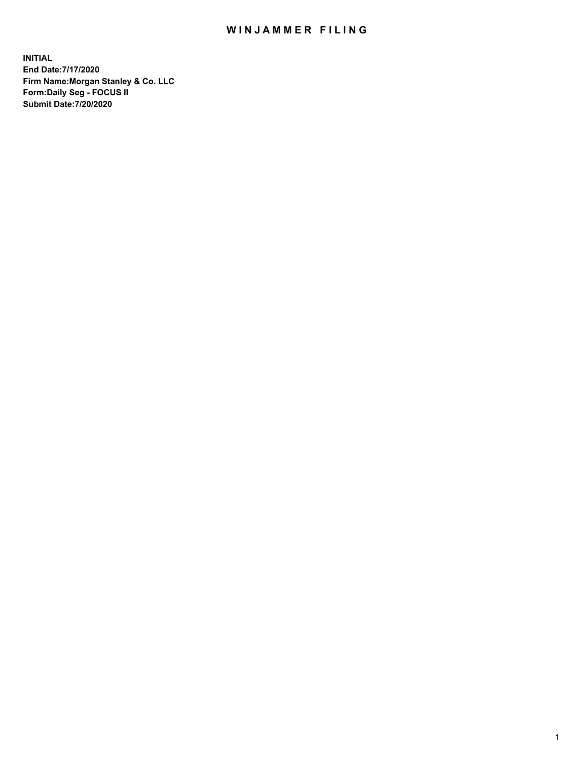# WINJAMMER FILING

**INITIAL**
**End Date:7/17/2020**
**Firm Name:Morgan Stanley & Co. LLC**
**Form:Daily Seg - FOCUS II**
**Submit Date:7/20/2020**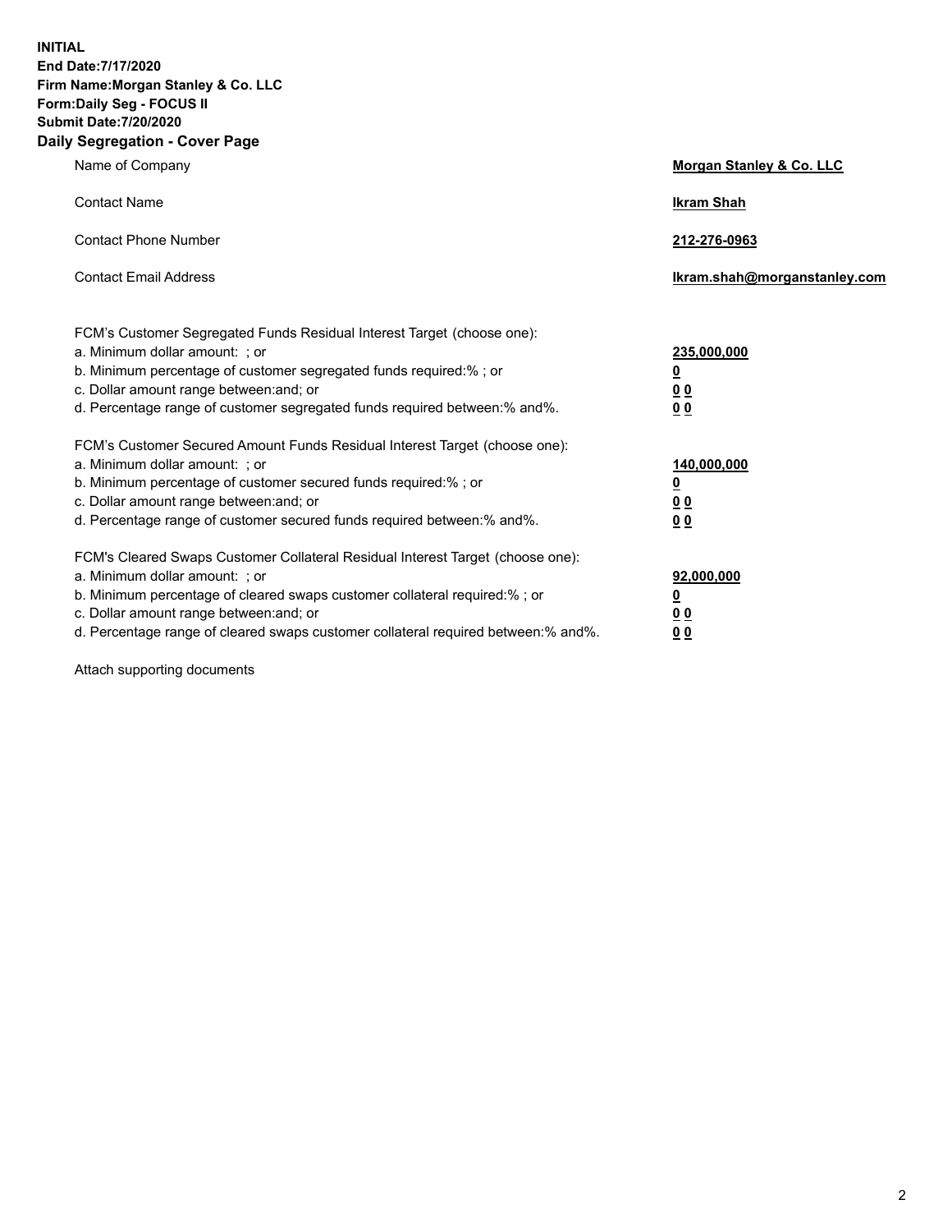**INITIAL**
**End Date:7/17/2020**
**Firm Name:Morgan Stanley & Co. LLC**
**Form:Daily Seg - FOCUS II**
**Submit Date:7/20/2020**
**Daily Segregation - Cover Page**

| | |
|---|---|
| Name of Company | **Morgan Stanley & Co. LLC** |
| Contact Name | **Ikram Shah** |
| Contact Phone Number | **212-276-0963** |
| Contact Email Address | **Ikram.shah@morganstanley.com** |

FCM's Customer Segregated Funds Residual Interest Target (choose one):

| | |
|---|---|
| a. Minimum dollar amount: ; or | **235,000,000** |
| b. Minimum percentage of customer segregated funds required:% ; or | **0** |
| c. Dollar amount range between:and; or | **0 0** |
| d. Percentage range of customer segregated funds required between:% and%. | **0 0** |

FCM's Customer Secured Amount Funds Residual Interest Target (choose one):

| | |
|---|---|
| a. Minimum dollar amount: ; or | **140,000,000** |
| b. Minimum percentage of customer secured funds required:% ; or | **0** |
| c. Dollar amount range between:and; or | **0 0** |
| d. Percentage range of customer secured funds required between:% and%. | **0 0** |

FCM's Cleared Swaps Customer Collateral Residual Interest Target (choose one):

| | |
|---|---|
| a. Minimum dollar amount: ; or | **92,000,000** |
| b. Minimum percentage of cleared swaps customer collateral required:% ; or | **0** |
| c. Dollar amount range between:and; or | **0 0** |
| d. Percentage range of cleared swaps customer collateral required between:% and%. | **0 0** |

Attach supporting documents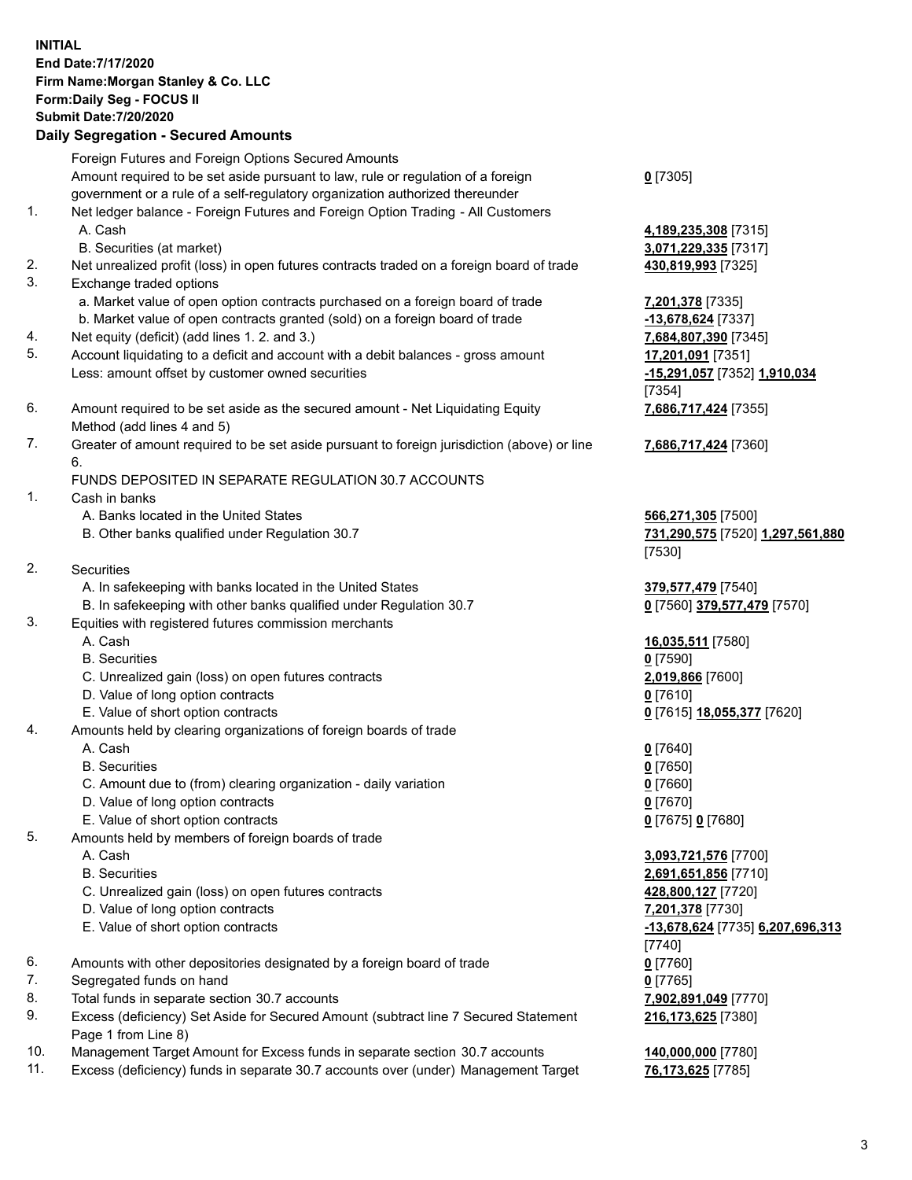**INITIAL**
**End Date:7/17/2020**
**Firm Name:Morgan Stanley & Co. LLC**
**Form:Daily Seg - FOCUS II**
**Submit Date:7/20/2020**

**Daily Segregation - Secured Amounts**

| | | |
|---|---|---|
| | Foreign Futures and Foreign Options Secured Amounts | |
| | Amount required to be set aside pursuant to law, rule or regulation of a foreign government or a rule of a self-regulatory organization authorized thereunder | **0** [7305] |
| 1. | Net ledger balance - Foreign Futures and Foreign Option Trading - All Customers | |
| | A. Cash | **4,189,235,308** [7315] |
| | B. Securities (at market) | **3,071,229,335** [7317] |
| 2. | Net unrealized profit (loss) in open futures contracts traded on a foreign board of trade | **430,819,993** [7325] |
| 3. | Exchange traded options | |
| | a. Market value of open option contracts purchased on a foreign board of trade | **7,201,378** [7335] |
| | b. Market value of open contracts granted (sold) on a foreign board of trade | **-13,678,624** [7337] |
| 4. | Net equity (deficit) (add lines 1. 2. and 3.) | **7,684,807,390** [7345] |
| 5. | Account liquidating to a deficit and account with a debit balances - gross amount | **17,201,091** [7351] |
| | Less: amount offset by customer owned securities | **-15,291,057** [7352] **1,910,034** [7354] |
| 6. | Amount required to be set aside as the secured amount - Net Liquidating Equity Method (add lines 4 and 5) | **7,686,717,424** [7355] |
| 7. | Greater of amount required to be set aside pursuant to foreign jurisdiction (above) or line 6. | **7,686,717,424** [7360] |
| | FUNDS DEPOSITED IN SEPARATE REGULATION 30.7 ACCOUNTS | |
| 1. | Cash in banks | |
| | A. Banks located in the United States | **566,271,305** [7500] |
| | B. Other banks qualified under Regulation 30.7 | **731,290,575** [7520] **1,297,561,880** [7530] |
| 2. | Securities | |
| | A. In safekeeping with banks located in the United States | **379,577,479** [7540] |
| | B. In safekeeping with other banks qualified under Regulation 30.7 | **0** [7560] **379,577,479** [7570] |
| 3. | Equities with registered futures commission merchants | |
| | A. Cash | **16,035,511** [7580] |
| | B. Securities | **0** [7590] |
| | C. Unrealized gain (loss) on open futures contracts | **2,019,866** [7600] |
| | D. Value of long option contracts | **0** [7610] |
| | E. Value of short option contracts | **0** [7615] **18,055,377** [7620] |
| 4. | Amounts held by clearing organizations of foreign boards of trade | |
| | A. Cash | **0** [7640] |
| | B. Securities | **0** [7650] |
| | C. Amount due to (from) clearing organization - daily variation | **0** [7660] |
| | D. Value of long option contracts | **0** [7670] |
| | E. Value of short option contracts | **0** [7675] **0** [7680] |
| 5. | Amounts held by members of foreign boards of trade | |
| | A. Cash | **3,093,721,576** [7700] |
| | B. Securities | **2,691,651,856** [7710] |
| | C. Unrealized gain (loss) on open futures contracts | **428,800,127** [7720] |
| | D. Value of long option contracts | **7,201,378** [7730] |
| | E. Value of short option contracts | **-13,678,624** [7735] **6,207,696,313** [7740] |
| 6. | Amounts with other depositories designated by a foreign board of trade | **0** [7760] |
| 7. | Segregated funds on hand | **0** [7765] |
| 8. | Total funds in separate section 30.7 accounts | **7,902,891,049** [7770] |
| 9. | Excess (deficiency) Set Aside for Secured Amount (subtract line 7 Secured Statement Page 1 from Line 8) | **216,173,625** [7380] |
| 10. | Management Target Amount for Excess funds in separate section 30.7 accounts | **140,000,000** [7780] |
| 11. | Excess (deficiency) funds in separate 30.7 accounts over (under) Management Target | **76,173,625** [7785] |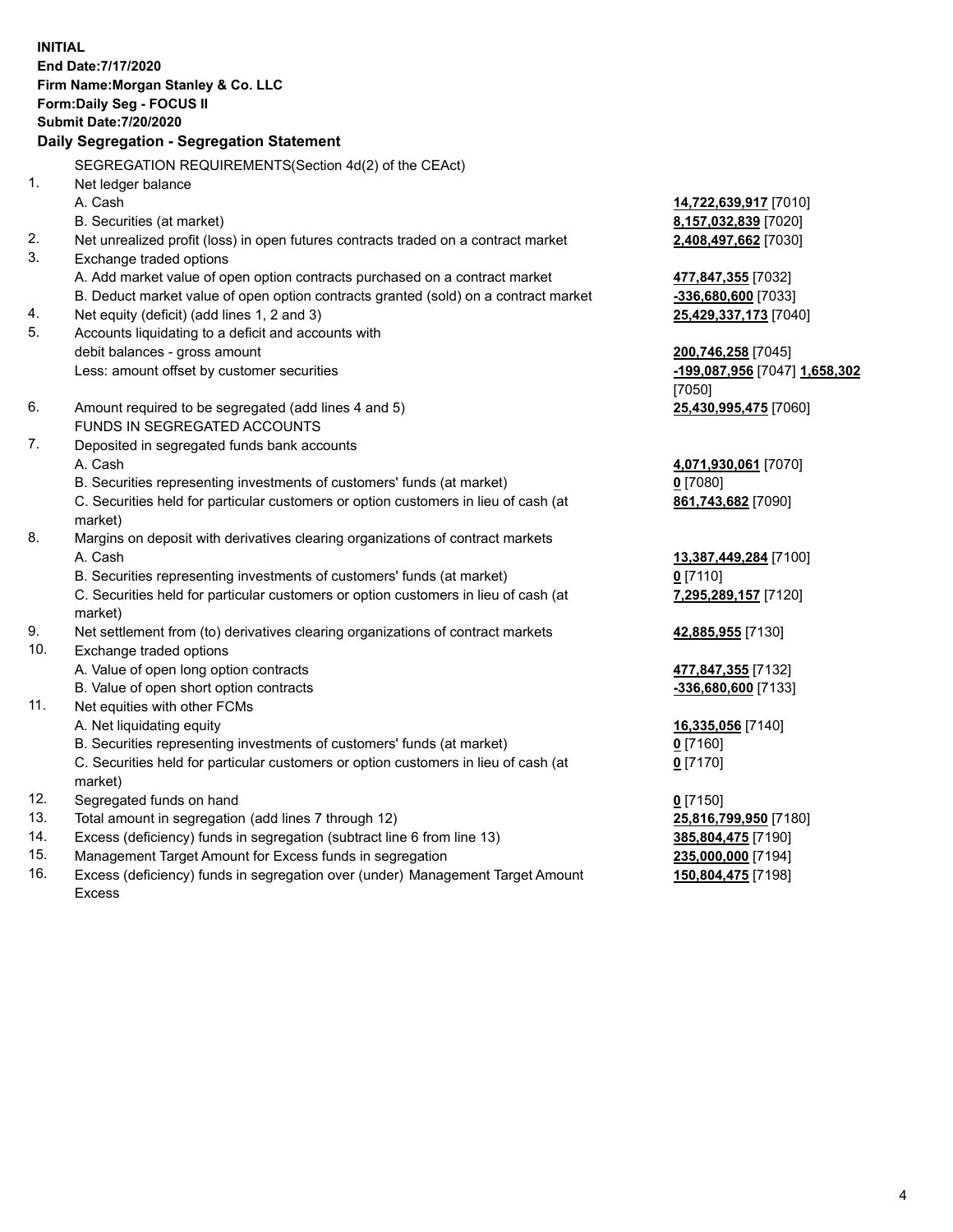**INITIAL**
**End Date:7/17/2020**
**Firm Name:Morgan Stanley & Co. LLC**
**Form:Daily Seg - FOCUS II**
**Submit Date:7/20/2020**

## Daily Segregation - Segregation Statement

SEGREGATION REQUIREMENTS(Section 4d(2) of the CEAct)

| | | |
|---|---|---|
| 1. | Net ledger balance | |
| | A. Cash | **14,722,639,917** [7010] |
| | B. Securities (at market) | **8,157,032,839** [7020] |
| 2. | Net unrealized profit (loss) in open futures contracts traded on a contract market | **2,408,497,662** [7030] |
| 3. | Exchange traded options | |
| | A. Add market value of open option contracts purchased on a contract market | **477,847,355** [7032] |
| | B. Deduct market value of open option contracts granted (sold) on a contract market | **-336,680,600** [7033] |
| 4. | Net equity (deficit) (add lines 1, 2 and 3) | **25,429,337,173** [7040] |
| 5. | Accounts liquidating to a deficit and accounts with debit balances - gross amount | **200,746,258** [7045] |
| | Less: amount offset by customer securities | **-199,087,956** [7047] **1,658,302** [7050] |
| 6. | Amount required to be segregated (add lines 4 and 5) | **25,430,995,475** [7060] |
| | FUNDS IN SEGREGATED ACCOUNTS | |
| 7. | Deposited in segregated funds bank accounts | |
| | A. Cash | **4,071,930,061** [7070] |
| | B. Securities representing investments of customers' funds (at market) | **0** [7080] |
| | C. Securities held for particular customers or option customers in lieu of cash (at market) | **861,743,682** [7090] |
| 8. | Margins on deposit with derivatives clearing organizations of contract markets | |
| | A. Cash | **13,387,449,284** [7100] |
| | B. Securities representing investments of customers' funds (at market) | **0** [7110] |
| | C. Securities held for particular customers or option customers in lieu of cash (at market) | **7,295,289,157** [7120] |
| 9. | Net settlement from (to) derivatives clearing organizations of contract markets | **42,885,955** [7130] |
| 10. | Exchange traded options | |
| | A. Value of open long option contracts | **477,847,355** [7132] |
| | B. Value of open short option contracts | **-336,680,600** [7133] |
| 11. | Net equities with other FCMs | |
| | A. Net liquidating equity | **16,335,056** [7140] |
| | B. Securities representing investments of customers' funds (at market) | **0** [7160] |
| | C. Securities held for particular customers or option customers in lieu of cash (at market) | **0** [7170] |
| 12. | Segregated funds on hand | **0** [7150] |
| 13. | Total amount in segregation (add lines 7 through 12) | **25,816,799,950** [7180] |
| 14. | Excess (deficiency) funds in segregation (subtract line 6 from line 13) | **385,804,475** [7190] |
| 15. | Management Target Amount for Excess funds in segregation | **235,000,000** [7194] |
| 16. | Excess (deficiency) funds in segregation over (under) Management Target Amount Excess | **150,804,475** [7198] |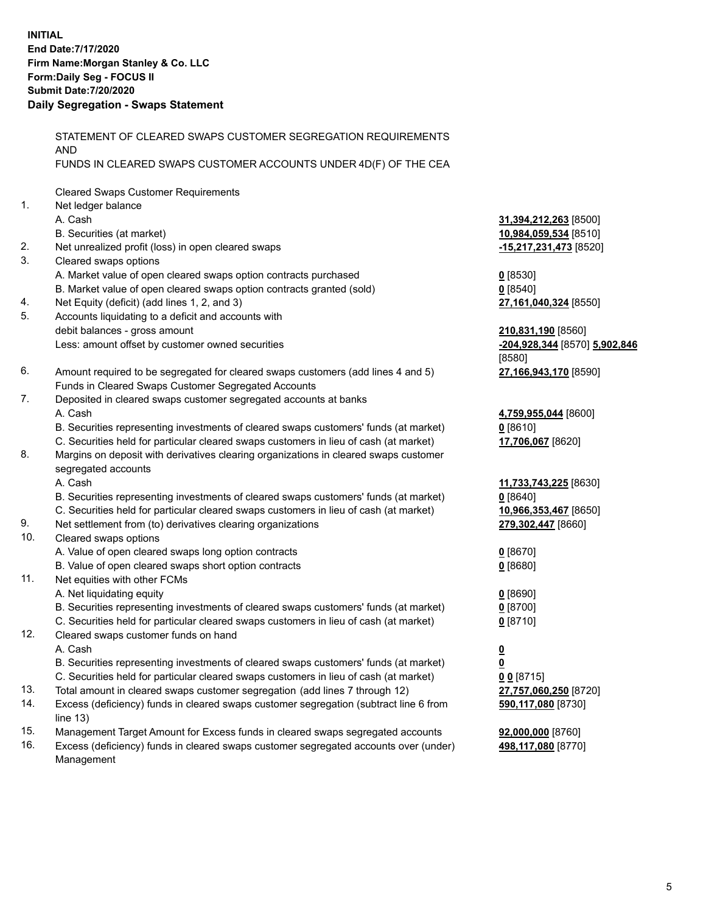**INITIAL**
**End Date:7/17/2020**
**Firm Name:Morgan Stanley & Co. LLC**
**Form:Daily Seg - FOCUS II**
**Submit Date:7/20/2020**
**Daily Segregation - Swaps Statement**

STATEMENT OF CLEARED SWAPS CUSTOMER SEGREGATION REQUIREMENTS AND FUNDS IN CLEARED SWAPS CUSTOMER ACCOUNTS UNDER 4D(F) OF THE CEA

| | | |
|---|---|---|
| | Cleared Swaps Customer Requirements | |
| 1. | Net ledger balance | |
| | A. Cash | **31,394,212,263** [8500] |
| | B. Securities (at market) | **10,984,059,534** [8510] |
| 2. | Net unrealized profit (loss) in open cleared swaps | **-15,217,231,473** [8520] |
| 3. | Cleared swaps options | |
| | A. Market value of open cleared swaps option contracts purchased | **0** [8530] |
| | B. Market value of open cleared swaps option contracts granted (sold) | **0** [8540] |
| 4. | Net Equity (deficit) (add lines 1, 2, and 3) | **27,161,040,324** [8550] |
| 5. | Accounts liquidating to a deficit and accounts with debit balances - gross amount | **210,831,190** [8560] |
| | Less: amount offset by customer owned securities | **-204,928,344** [8570] **5,902,846** [8580] |
| 6. | Amount required to be segregated for cleared swaps customers (add lines 4 and 5) | **27,166,943,170** [8590] |
| | Funds in Cleared Swaps Customer Segregated Accounts | |
| 7. | Deposited in cleared swaps customer segregated accounts at banks | |
| | A. Cash | **4,759,955,044** [8600] |
| | B. Securities representing investments of cleared swaps customers' funds (at market) | **0** [8610] |
| | C. Securities held for particular cleared swaps customers in lieu of cash (at market) | **17,706,067** [8620] |
| 8. | Margins on deposit with derivatives clearing organizations in cleared swaps customer segregated accounts | |
| | A. Cash | **11,733,743,225** [8630] |
| | B. Securities representing investments of cleared swaps customers' funds (at market) | **0** [8640] |
| | C. Securities held for particular cleared swaps customers in lieu of cash (at market) | **10,966,353,467** [8650] |
| 9. | Net settlement from (to) derivatives clearing organizations | **279,302,447** [8660] |
| 10. | Cleared swaps options | |
| | A. Value of open cleared swaps long option contracts | **0** [8670] |
| | B. Value of open cleared swaps short option contracts | **0** [8680] |
| 11. | Net equities with other FCMs | |
| | A. Net liquidating equity | **0** [8690] |
| | B. Securities representing investments of cleared swaps customers' funds (at market) | **0** [8700] |
| | C. Securities held for particular cleared swaps customers in lieu of cash (at market) | **0** [8710] |
| 12. | Cleared swaps customer funds on hand | |
| | A. Cash | **0** |
| | B. Securities representing investments of cleared swaps customers' funds (at market) | **0** |
| | C. Securities held for particular cleared swaps customers in lieu of cash (at market) | **0** **0** [8715] |
| 13. | Total amount in cleared swaps customer segregation (add lines 7 through 12) | **27,757,060,250** [8720] |
| 14. | Excess (deficiency) funds in cleared swaps customer segregation (subtract line 6 from line 13) | **590,117,080** [8730] |
| 15. | Management Target Amount for Excess funds in cleared swaps segregated accounts | **92,000,000** [8760] |
| 16. | Excess (deficiency) funds in cleared swaps customer segregated accounts over (under) Management | **498,117,080** [8770] |